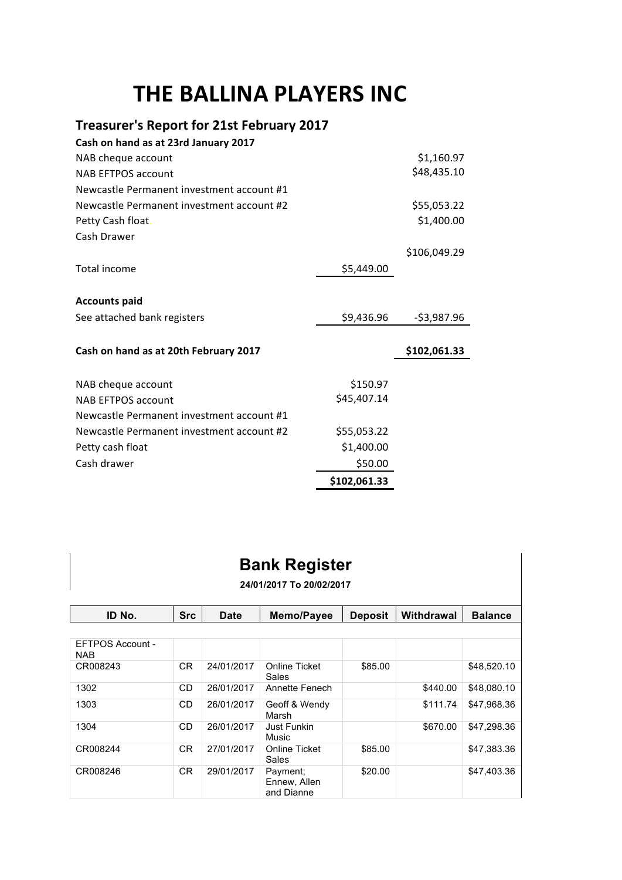# THE BALLINA PLAYERS INC

## Treasurer's Report for 21st February 2017

| | | |
|---|---|---|
| **Cash on hand as at 23rd January 2017** | | |
| NAB cheque account | | $1,160.97 |
| NAB EFTPOS account | | $48,435.10 |
| Newcastle Permanent investment account #1 | | |
| Newcastle Permanent investment account #2 | | $55,053.22 |
| Petty Cash float | | $1,400.00 |
| Cash Drawer | | |
| | | $106,049.29 |
| Total income | $5,449.00 | |
| | | |
| **Accounts paid** | | |
| See attached bank registers | $9,436.96 | -$3,987.96 |
| | | |
| **Cash on hand as at 20th February 2017** | | **$102,061.33** |
| | | |
| NAB cheque account | $150.97 | |
| NAB EFTPOS account | $45,407.14 | |
| Newcastle Permanent investment account #1 | | |
| Newcastle Permanent investment account #2 | $55,053.22 | |
| Petty cash float | $1,400.00 | |
| Cash drawer | $50.00 | |
| | **$102,061.33** | |

## Bank Register

**24/01/2017 To 20/02/2017**

| ID No. | Src | Date | Memo/Payee | Deposit | Withdrawal | Balance |
|---|---|---|---|---|---|---|
| EFTPOS Account - NAB | | | | | | |
| CR008243 | CR | 24/01/2017 | Online Ticket Sales | $85.00 | | $48,520.10 |
| 1302 | CD | 26/01/2017 | Annette Fenech | | $440.00 | $48,080.10 |
| 1303 | CD | 26/01/2017 | Geoff & Wendy Marsh | | $111.74 | $47,968.36 |
| 1304 | CD | 26/01/2017 | Just Funkin Music | | $670.00 | $47,298.36 |
| CR008244 | CR | 27/01/2017 | Online Ticket Sales | $85.00 | | $47,383.36 |
| CR008246 | CR | 29/01/2017 | Payment; Ennew, Allen and Dianne | $20.00 | | $47,403.36 |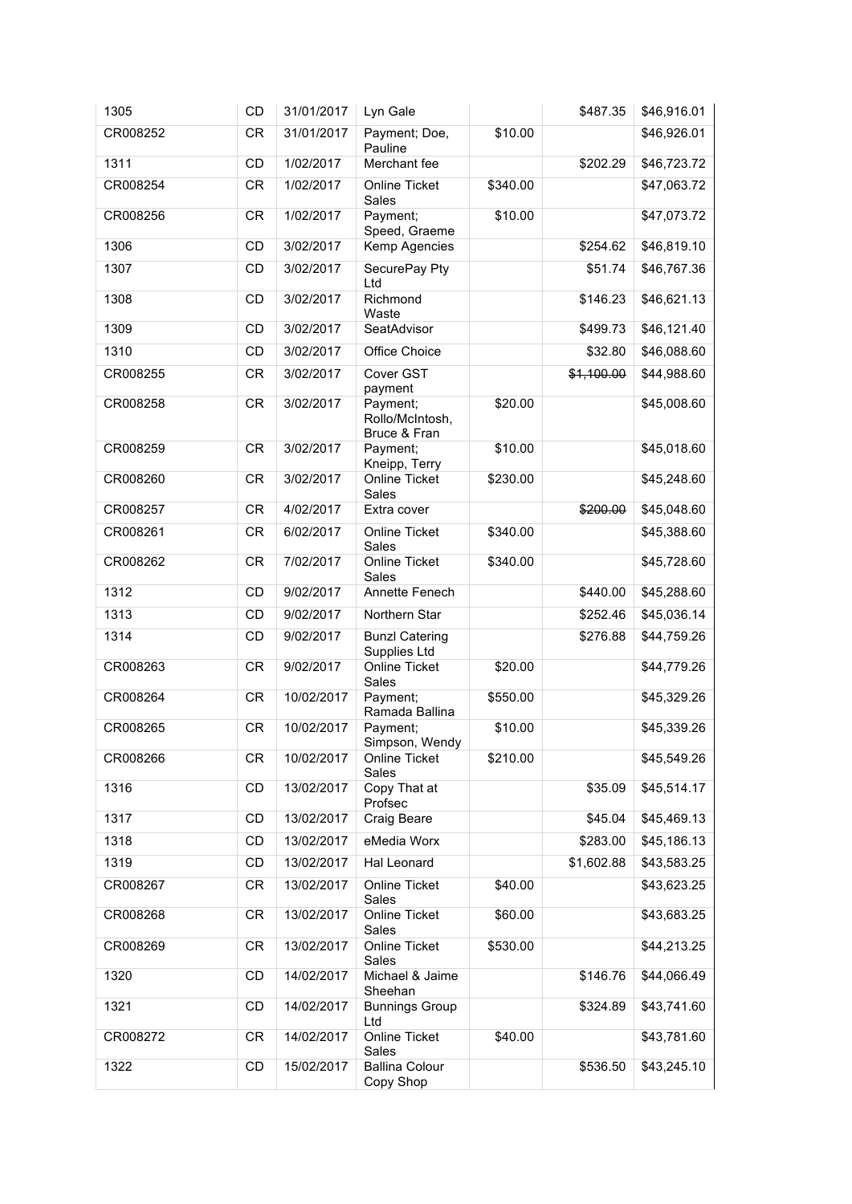| | | | | | | |
|---|---|---|---|---|---|---|
| 1305 | CD | 31/01/2017 | Lyn Gale | | $487.35 | $46,916.01 |
| CR008252 | CR | 31/01/2017 | Payment; Doe, Pauline | $10.00 | | $46,926.01 |
| 1311 | CD | 1/02/2017 | Merchant fee | | $202.29 | $46,723.72 |
| CR008254 | CR | 1/02/2017 | Online Ticket Sales | $340.00 | | $47,063.72 |
| CR008256 | CR | 1/02/2017 | Payment; Speed, Graeme | $10.00 | | $47,073.72 |
| 1306 | CD | 3/02/2017 | Kemp Agencies | | $254.62 | $46,819.10 |
| 1307 | CD | 3/02/2017 | SecurePay Pty Ltd | | $51.74 | $46,767.36 |
| 1308 | CD | 3/02/2017 | Richmond Waste | | $146.23 | $46,621.13 |
| 1309 | CD | 3/02/2017 | SeatAdvisor | | $499.73 | $46,121.40 |
| 1310 | CD | 3/02/2017 | Office Choice | | $32.80 | $46,088.60 |
| CR008255 | CR | 3/02/2017 | Cover GST payment | | ~~$1,100.00~~ | $44,988.60 |
| CR008258 | CR | 3/02/2017 | Payment; Rollo/McIntosh, Bruce & Fran | $20.00 | | $45,008.60 |
| CR008259 | CR | 3/02/2017 | Payment; Kneipp, Terry | $10.00 | | $45,018.60 |
| CR008260 | CR | 3/02/2017 | Online Ticket Sales | $230.00 | | $45,248.60 |
| CR008257 | CR | 4/02/2017 | Extra cover | | ~~$200.00~~ | $45,048.60 |
| CR008261 | CR | 6/02/2017 | Online Ticket Sales | $340.00 | | $45,388.60 |
| CR008262 | CR | 7/02/2017 | Online Ticket Sales | $340.00 | | $45,728.60 |
| 1312 | CD | 9/02/2017 | Annette Fenech | | $440.00 | $45,288.60 |
| 1313 | CD | 9/02/2017 | Northern Star | | $252.46 | $45,036.14 |
| 1314 | CD | 9/02/2017 | Bunzl Catering Supplies Ltd | | $276.88 | $44,759.26 |
| CR008263 | CR | 9/02/2017 | Online Ticket Sales | $20.00 | | $44,779.26 |
| CR008264 | CR | 10/02/2017 | Payment; Ramada Ballina | $550.00 | | $45,329.26 |
| CR008265 | CR | 10/02/2017 | Payment; Simpson, Wendy | $10.00 | | $45,339.26 |
| CR008266 | CR | 10/02/2017 | Online Ticket Sales | $210.00 | | $45,549.26 |
| 1316 | CD | 13/02/2017 | Copy That at Profsec | | $35.09 | $45,514.17 |
| 1317 | CD | 13/02/2017 | Craig Beare | | $45.04 | $45,469.13 |
| 1318 | CD | 13/02/2017 | eMedia Worx | | $283.00 | $45,186.13 |
| 1319 | CD | 13/02/2017 | Hal Leonard | | $1,602.88 | $43,583.25 |
| CR008267 | CR | 13/02/2017 | Online Ticket Sales | $40.00 | | $43,623.25 |
| CR008268 | CR | 13/02/2017 | Online Ticket Sales | $60.00 | | $43,683.25 |
| CR008269 | CR | 13/02/2017 | Online Ticket Sales | $530.00 | | $44,213.25 |
| 1320 | CD | 14/02/2017 | Michael & Jaime Sheehan | | $146.76 | $44,066.49 |
| 1321 | CD | 14/02/2017 | Bunnings Group Ltd | | $324.89 | $43,741.60 |
| CR008272 | CR | 14/02/2017 | Online Ticket Sales | $40.00 | | $43,781.60 |
| 1322 | CD | 15/02/2017 | Ballina Colour Copy Shop | | $536.50 | $43,245.10 |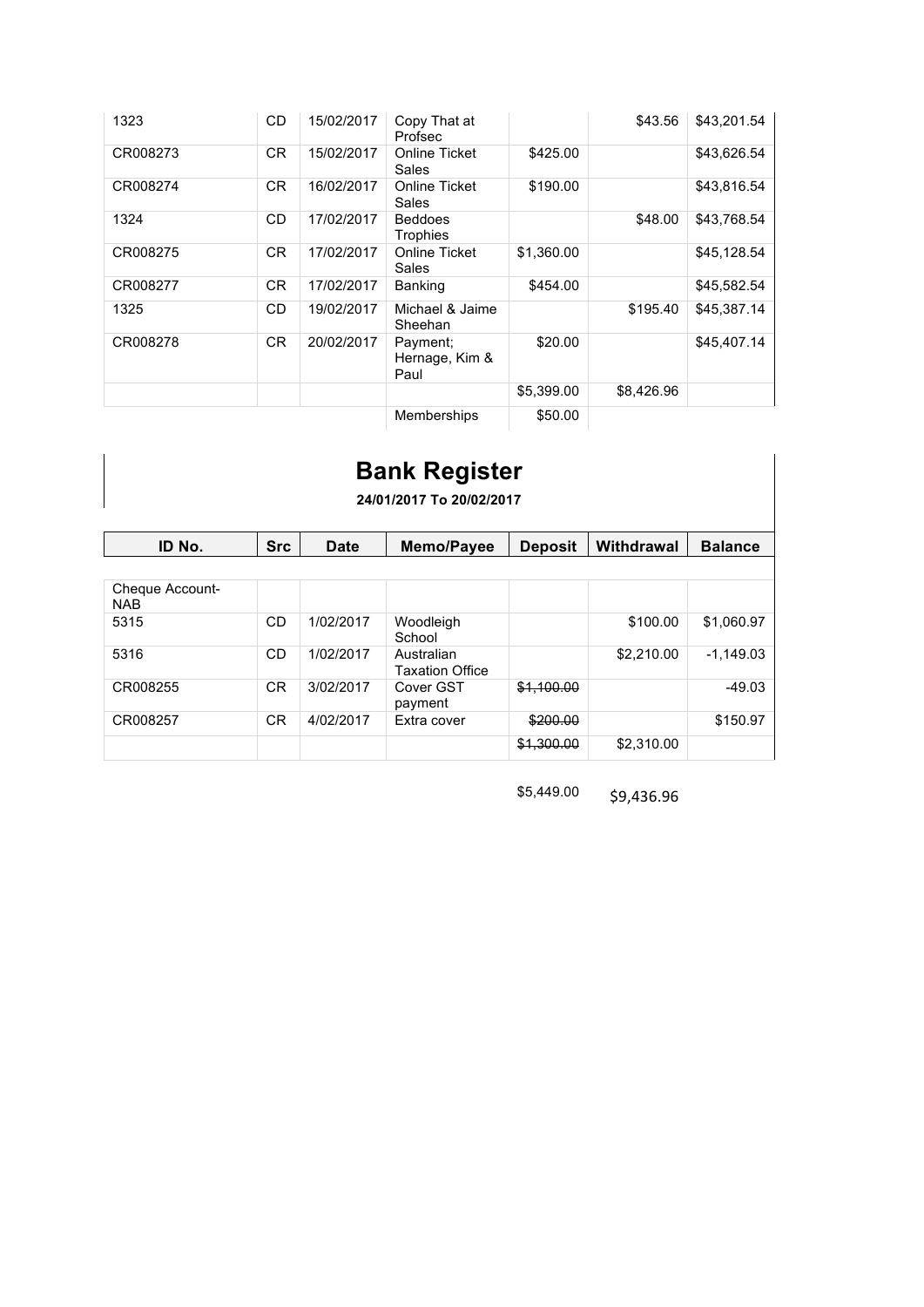| | | | | | | |
|---|---|---|---|---|---|---|
| 1323 | CD | 15/02/2017 | Copy That at Profsec | | $43.56 | $43,201.54 |
| CR008273 | CR | 15/02/2017 | Online Ticket Sales | $425.00 | | $43,626.54 |
| CR008274 | CR | 16/02/2017 | Online Ticket Sales | $190.00 | | $43,816.54 |
| 1324 | CD | 17/02/2017 | Beddoes Trophies | | $48.00 | $43,768.54 |
| CR008275 | CR | 17/02/2017 | Online Ticket Sales | $1,360.00 | | $45,128.54 |
| CR008277 | CR | 17/02/2017 | Banking | $454.00 | | $45,582.54 |
| 1325 | CD | 19/02/2017 | Michael & Jaime Sheehan | | $195.40 | $45,387.14 |
| CR008278 | CR | 20/02/2017 | Payment; Hernage, Kim & Paul | $20.00 | | $45,407.14 |
| | | | | $5,399.00 | $8,426.96 | |
| | | | Memberships | $50.00 | | |

# Bank Register

**24/01/2017 To 20/02/2017**

| ID No. | Src | Date | Memo/Payee | Deposit | Withdrawal | Balance |
|---|---|---|---|---|---|---|
| Cheque Account-NAB | | | | | | |
| 5315 | CD | 1/02/2017 | Woodleigh School | | $100.00 | $1,060.97 |
| 5316 | CD | 1/02/2017 | Australian Taxation Office | | $2,210.00 | -1,149.03 |
| CR008255 | CR | 3/02/2017 | Cover GST payment | ~~$1,100.00~~ | | -49.03 |
| CR008257 | CR | 4/02/2017 | Extra cover | ~~$200.00~~ | | $150.97 |
| | | | | ~~$1,300.00~~ | $2,310.00 | |

$5,449.00 $9,436.96